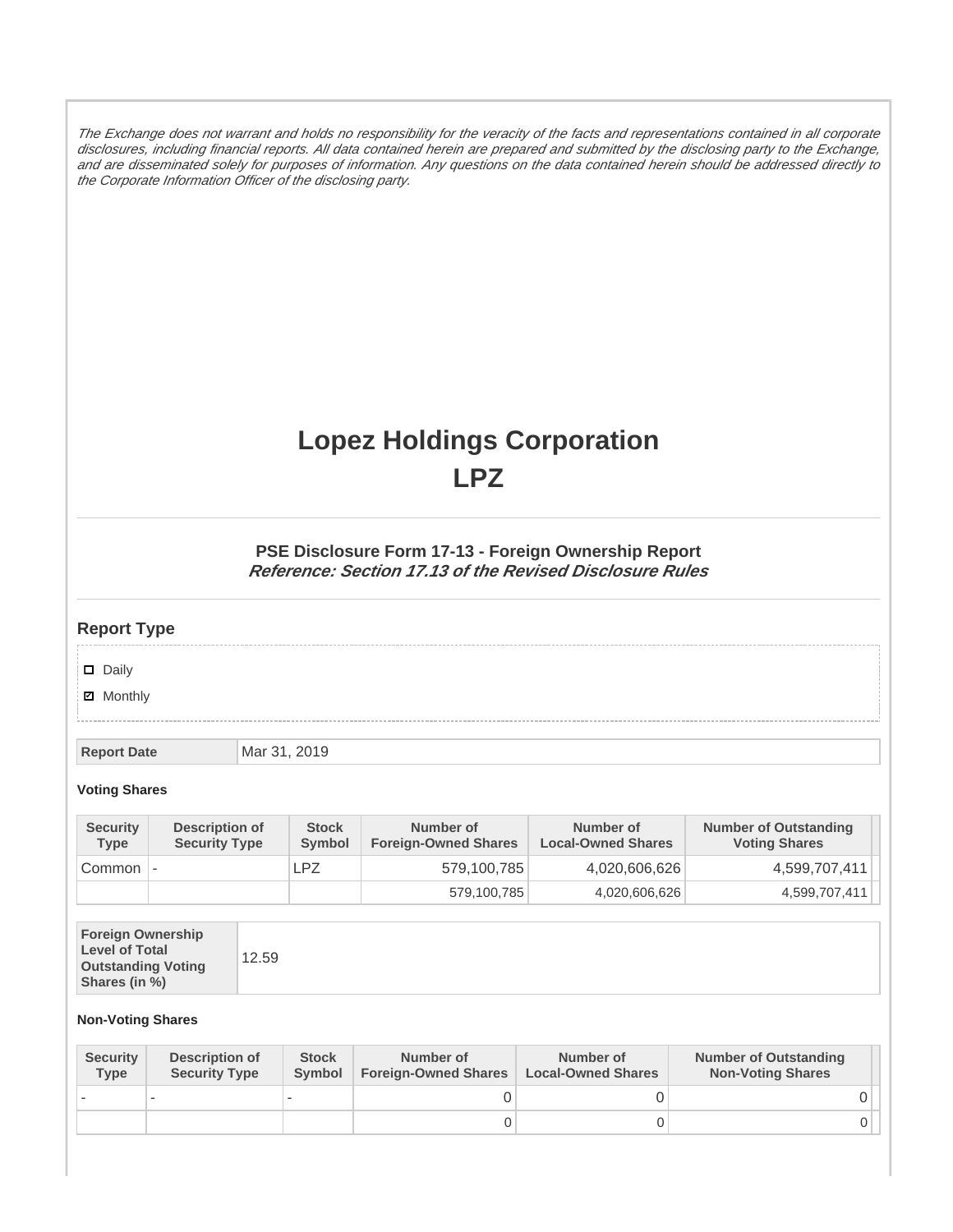*The Exchange does not warrant and holds no responsibility for the veracity of the facts and representations contained in all corporate disclosures, including financial reports. All data contained herein are prepared and submitted by the disclosing party to the Exchange, and are disseminated solely for purposes of information. Any questions on the data contained herein should be addressed directly to the Corporate Information Officer of the disclosing party.*

# Lopez Holdings Corporation
# LPZ

### PSE Disclosure Form 17-13 - Foreign Ownership Report
***Reference: Section 17.13 of the Revised Disclosure Rules***

## Report Type

- [ ] Daily
- [x] Monthly

| Report Date | Mar 31, 2019 |
|---|---|

**Voting Shares**

| Security Type | Description of Security Type | Stock Symbol | Number of Foreign-Owned Shares | Number of Local-Owned Shares | Number of Outstanding Voting Shares |
|---|---|---|---|---|---|
| Common | - | LPZ | 579,100,785 | 4,020,606,626 | 4,599,707,411 |
| | | | 579,100,785 | 4,020,606,626 | 4,599,707,411 |

| Foreign Ownership Level of Total Outstanding Voting Shares (in %) | 12.59 |
|---|---|

**Non-Voting Shares**

| Security Type | Description of Security Type | Stock Symbol | Number of Foreign-Owned Shares | Number of Local-Owned Shares | Number of Outstanding Non-Voting Shares |
|---|---|---|---|---|---|
| - | - | - | 0 | 0 | 0 |
| | | | 0 | 0 | 0 |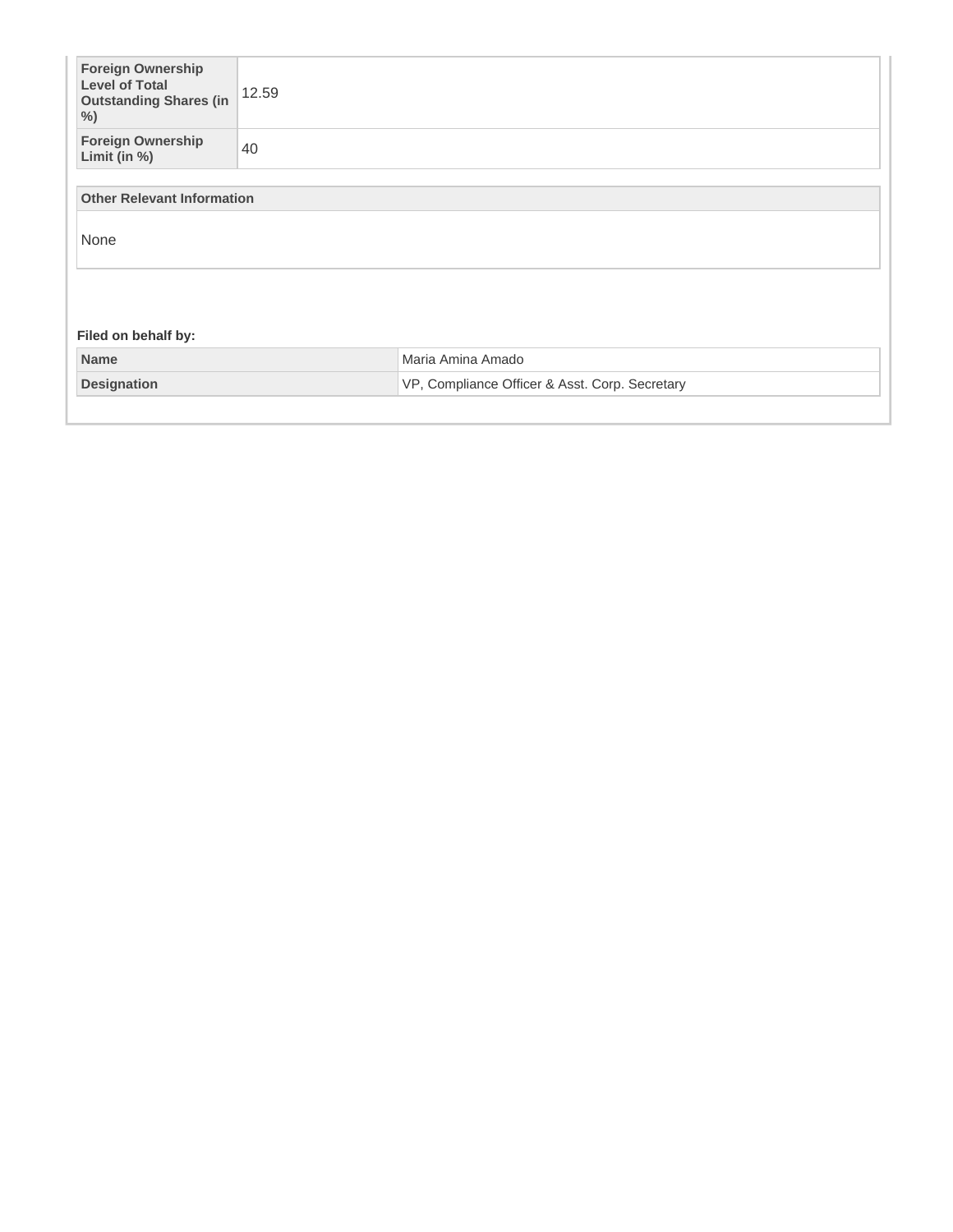| | |
|---|---|
| **Foreign Ownership Level of Total Outstanding Shares (in %)** | 12.59 |
| **Foreign Ownership Limit (in %)** | 40 |

| **Other Relevant Information** |
|---|
| None |

**Filed on behalf by:**

| | |
|---|---|
| **Name** | Maria Amina Amado |
| **Designation** | VP, Compliance Officer & Asst. Corp. Secretary |